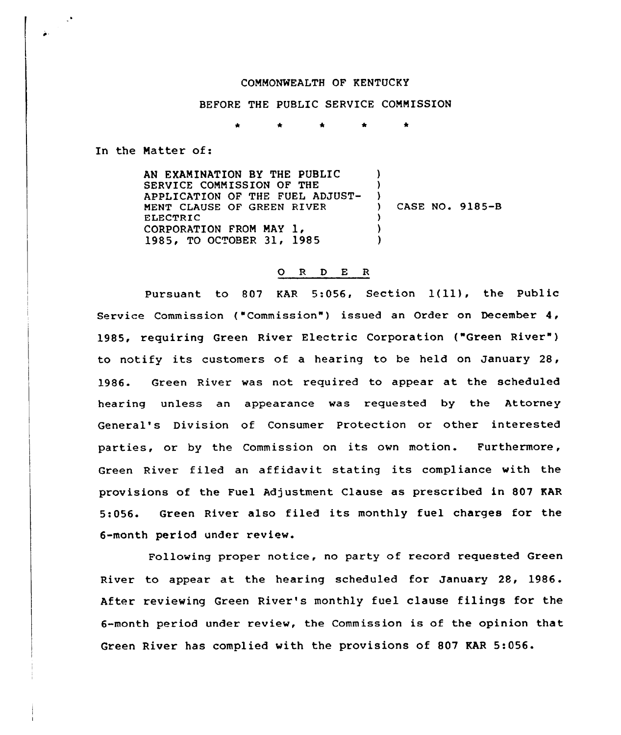COMMONWEALTH OF KENTUCKY

BEFORE THE PUBLIC SERVICE COMMISSION

\* \* \* \* \*

In the Matter of:

| | | |
|---|---|---|
| AN EXAMINATION BY THE PUBLIC SERVICE COMMISSION OF THE APPLICATION OF THE FUEL ADJUSTMENT CLAUSE OF GREEN RIVER ELECTRIC CORPORATION FROM MAY 1, 1985, TO OCTOBER 31, 1985 | ) | CASE NO. 9185-B |

O R D E R

Pursuant to 807 KAR 5:056, Section 1(11), the Public Service Commission ("Commission") issued an Order on December 4, 1985, requiring Green River Electric Corporation ("Green River") to notify its customers of a hearing to be held on January 28, 1986. Green River was not required to appear at the scheduled hearing unless an appearance was requested by the Attorney General's Division of Consumer Protection or other interested parties, or by the Commission on its own motion. Furthermore, Green River filed an affidavit stating its compliance with the provisions of the Fuel Adjustment Clause as prescribed in 807 KAR 5:056. Green River also filed its monthly fuel charges for the 6-month period under review.

Following proper notice, no party of record requested Green River to appear at the hearing scheduled for January 28, 1986. After reviewing Green River's monthly fuel clause filings for the 6-month period under review, the Commission is of the opinion that Green River has complied with the provisions of 807 KAR 5:056.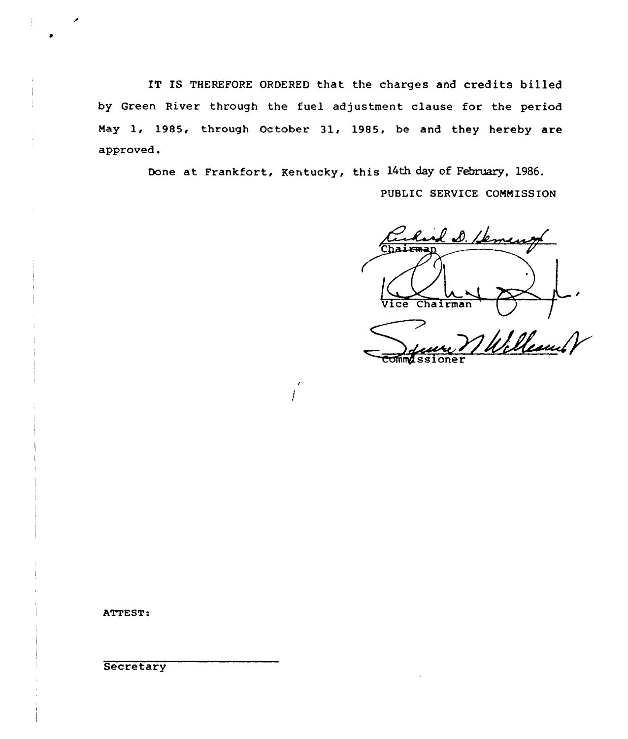IT IS THEREFORE ORDERED that the charges and credits billed by Green River through the fuel adjustment clause for the period May 1, 1985, through October 31, 1985, be and they hereby are approved.

Done at Frankfort, Kentucky, this 14th day of February, 1986.

PUBLIC SERVICE COMMISSION

Chairman

Vice Chairman

Commissioner

ATTEST:

Secretary